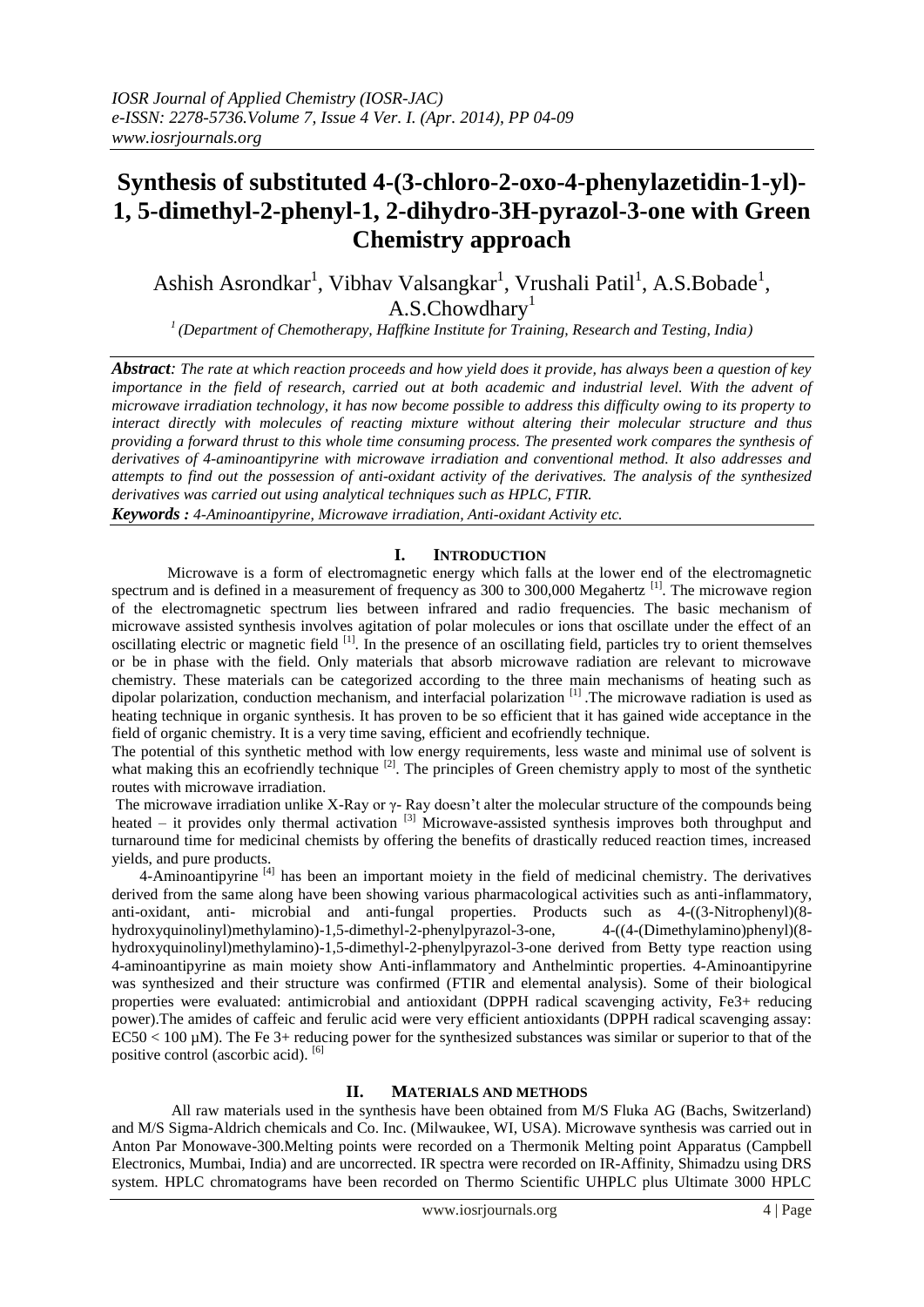# Synthesis of substituted 4-(3-chloro-2-oxo-4-phenylazetidin-1-yl)-1, 5-dimethyl-2-phenyl-1, 2-dihydro-3H-pyrazol-3-one with Green Chemistry approach

Ashish Asrondkar[1], Vibhav Valsangkar[1], Vrushali Patil[1], A.S.Bobade[1], A.S.Chowdhary[1]

[1] *(Department of Chemotherapy, Haffkine Institute for Training, Research and Testing, India)*

***Abstract****: The rate at which reaction proceeds and how yield does it provide, has always been a question of key importance in the field of research, carried out at both academic and industrial level. With the advent of microwave irradiation technology, it has now become possible to address this difficulty owing to its property to interact directly with molecules of reacting mixture without altering their molecular structure and thus providing a forward thrust to this whole time consuming process. The presented work compares the synthesis of derivatives of 4-aminoantipyrine with microwave irradiation and conventional method. It also addresses and attempts to find out the possession of anti-oxidant activity of the derivatives. The analysis of the synthesized derivatives was carried out using analytical techniques such as HPLC, FTIR.*

***Keywords :*** *4-Aminoantipyrine, Microwave irradiation, Anti-oxidant Activity etc.*

## I. INTRODUCTION

Microwave is a form of electromagnetic energy which falls at the lower end of the electromagnetic spectrum and is defined in a measurement of frequency as 300 to 300,000 Megahertz [1]. The microwave region of the electromagnetic spectrum lies between infrared and radio frequencies. The basic mechanism of microwave assisted synthesis involves agitation of polar molecules or ions that oscillate under the effect of an oscillating electric or magnetic field [1]. In the presence of an oscillating field, particles try to orient themselves or be in phase with the field. Only materials that absorb microwave radiation are relevant to microwave chemistry. These materials can be categorized according to the three main mechanisms of heating such as dipolar polarization, conduction mechanism, and interfacial polarization [1] .The microwave radiation is used as heating technique in organic synthesis. It has proven to be so efficient that it has gained wide acceptance in the field of organic chemistry. It is a very time saving, efficient and ecofriendly technique.

The potential of this synthetic method with low energy requirements, less waste and minimal use of solvent is what making this an ecofriendly technique [2]. The principles of Green chemistry apply to most of the synthetic routes with microwave irradiation.

The microwave irradiation unlike X-Ray or γ- Ray doesn't alter the molecular structure of the compounds being heated – it provides only thermal activation [3] Microwave-assisted synthesis improves both throughput and turnaround time for medicinal chemists by offering the benefits of drastically reduced reaction times, increased yields, and pure products.

4-Aminoantipyrine [4] has been an important moiety in the field of medicinal chemistry. The derivatives derived from the same along have been showing various pharmacological activities such as anti-inflammatory, anti-oxidant, anti- microbial and anti-fungal properties. Products such as 4-((3-Nitrophenyl)(8-hydroxyquinolinyl)methylamino)-1,5-dimethyl-2-phenylpyrazol-3-one, 4-((4-(Dimethylamino)phenyl)(8-hydroxyquinolinyl)methylamino)-1,5-dimethyl-2-phenylpyrazol-3-one derived from Betty type reaction using 4-aminoantipyrine as main moiety show Anti-inflammatory and Anthelmintic properties. 4-Aminoantipyrine was synthesized and their structure was confirmed (FTIR and elemental analysis). Some of their biological properties were evaluated: antimicrobial and antioxidant (DPPH radical scavenging activity, $Fe^{3+}$ reducing power).The amides of caffeic and ferulic acid were very efficient antioxidants (DPPH radical scavenging assay: $EC_{50} < 100$ μM). The $Fe^{3+}$ reducing power for the synthesized substances was similar or superior to that of the positive control (ascorbic acid). [6]

## II. MATERIALS AND METHODS

All raw materials used in the synthesis have been obtained from M/S Fluka AG (Bachs, Switzerland) and M/S Sigma-Aldrich chemicals and Co. Inc. (Milwaukee, WI, USA). Microwave synthesis was carried out in Anton Par Monowave-300.Melting points were recorded on a Thermonik Melting point Apparatus (Campbell Electronics, Mumbai, India) and are uncorrected. IR spectra were recorded on IR-Affinity, Shimadzu using DRS system. HPLC chromatograms have been recorded on Thermo Scientific UHPLC plus Ultimate 3000 HPLC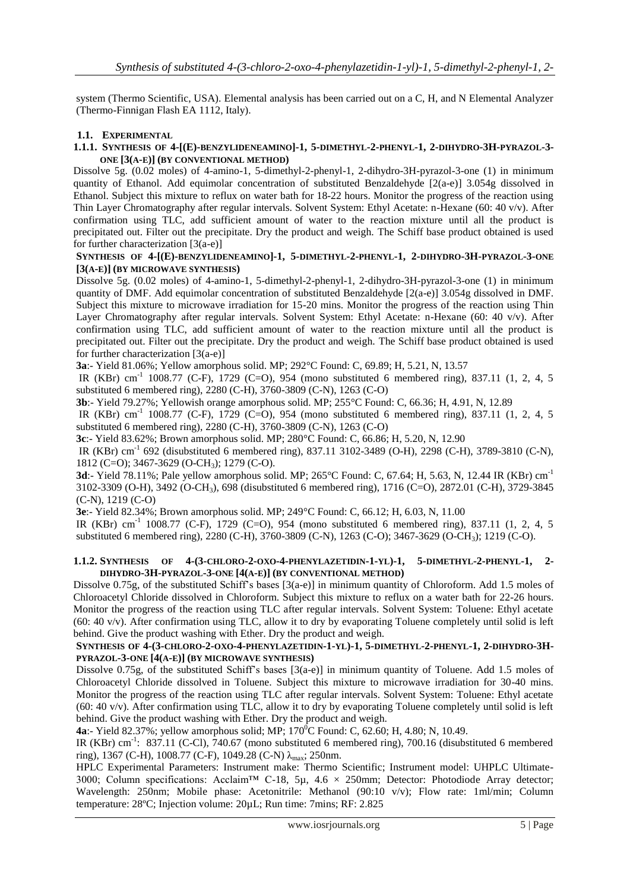system (Thermo Scientific, USA). Elemental analysis has been carried out on a C, H, and N Elemental Analyzer (Thermo-Finnigan Flash EA 1112, Italy).

### 1.1. EXPERIMENTAL

#### 1.1.1. SYNTHESIS OF 4-[(E)-BENZYLIDENEAMINO]-1, 5-DIMETHYL-2-PHENYL-1, 2-DIHYDRO-3H-PYRAZOL-3-ONE [3(A-E)] (BY CONVENTIONAL METHOD)

Dissolve 5g. (0.02 moles) of 4-amino-1, 5-dimethyl-2-phenyl-1, 2-dihydro-3H-pyrazol-3-one (1) in minimum quantity of Ethanol. Add equimolar concentration of substituted Benzaldehyde [2(a-e)] 3.054g dissolved in Ethanol. Subject this mixture to reflux on water bath for 18-22 hours. Monitor the progress of the reaction using Thin Layer Chromatography after regular intervals. Solvent System: Ethyl Acetate: n-Hexane (60: 40 v/v). After confirmation using TLC, add sufficient amount of water to the reaction mixture until all the product is precipitated out. Filter out the precipitate. Dry the product and weigh. The Schiff base product obtained is used for further characterization [3(a-e)]

**SYNTHESIS OF 4-[(E)-BENZYLIDENEAMINO]-1, 5-DIMETHYL-2-PHENYL-1, 2-DIHYDRO-3H-PYRAZOL-3-ONE [3(A-E)] (BY MICROWAVE SYNTHESIS)**

Dissolve 5g. (0.02 moles) of 4-amino-1, 5-dimethyl-2-phenyl-1, 2-dihydro-3H-pyrazol-3-one (1) in minimum quantity of DMF. Add equimolar concentration of substituted Benzaldehyde [2(a-e)] 3.054g dissolved in DMF. Subject this mixture to microwave irradiation for 15-20 mins. Monitor the progress of the reaction using Thin Layer Chromatography after regular intervals. Solvent System: Ethyl Acetate: n-Hexane (60: 40 v/v). After confirmation using TLC, add sufficient amount of water to the reaction mixture until all the product is precipitated out. Filter out the precipitate. Dry the product and weigh. The Schiff base product obtained is used for further characterization [3(a-e)]

**3a**:- Yield 81.06%; Yellow amorphous solid. MP; 292°C Found: C, 69.89; H, 5.21, N, 13.57

IR (KBr) $cm^{-1}$ 1008.77 (C-F), 1729 (C=O), 954 (mono substituted 6 membered ring), 837.11 (1, 2, 4, 5 substituted 6 membered ring), 2280 (C-H), 3760-3809 (C-N), 1263 (C-O)

**3b**:- Yield 79.27%; Yellowish orange amorphous solid. MP; 255°C Found: C, 66.36; H, 4.91, N, 12.89

IR (KBr) $cm^{-1}$ 1008.77 (C-F), 1729 (C=O), 954 (mono substituted 6 membered ring), 837.11 (1, 2, 4, 5 substituted 6 membered ring), 2280 (C-H), 3760-3809 (C-N), 1263 (C-O)

**3c**:- Yield 83.62%; Brown amorphous solid. MP; 280°C Found: C, 66.86; H, 5.20, N, 12.90

IR (KBr) $cm^{-1}$ 692 (disubstituted 6 membered ring), 837.11 3102-3489 (O-H), 2298 (C-H), 3789-3810 (C-N), 1812 (C=O); 3467-3629 (O-$CH_3$); 1279 (C-O).

**3d**:- Yield 78.11%; Pale yellow amorphous solid. MP; 265°C Found: C, 67.64; H, 5.63, N, 12.44 IR (KBr) $cm^{-1}$ 3102-3309 (O-H), 3492 (O-$CH_3$), 698 (disubstituted 6 membered ring), 1716 (C=O), 2872.01 (C-H), 3729-3845 (C-N), 1219 (C-O)

**3e**:- Yield 82.34%; Brown amorphous solid. MP; 249°C Found: C, 66.12; H, 6.03, N, 11.00

IR (KBr) $cm^{-1}$ 1008.77 (C-F), 1729 (C=O), 954 (mono substituted 6 membered ring), 837.11 (1, 2, 4, 5 substituted 6 membered ring), 2280 (C-H), 3760-3809 (C-N), 1263 (C-O); 3467-3629 (O-$CH_3$); 1219 (C-O).

#### 1.1.2. SYNTHESIS OF 4-(3-CHLORO-2-OXO-4-PHENYLAZETIDIN-1-YL)-1, 5-DIMETHYL-2-PHENYL-1, 2-DIHYDRO-3H-PYRAZOL-3-ONE [4(A-E)] (BY CONVENTIONAL METHOD)

Dissolve 0.75g, of the substituted Schiff's bases [3(a-e)] in minimum quantity of Chloroform. Add 1.5 moles of Chloroacetyl Chloride dissolved in Chloroform. Subject this mixture to reflux on a water bath for 22-26 hours. Monitor the progress of the reaction using TLC after regular intervals. Solvent System: Toluene: Ethyl acetate (60: 40 v/v). After confirmation using TLC, allow it to dry by evaporating Toluene completely until solid is left behind. Give the product washing with Ether. Dry the product and weigh.

**SYNTHESIS OF 4-(3-CHLORO-2-OXO-4-PHENYLAZETIDIN-1-YL)-1, 5-DIMETHYL-2-PHENYL-1, 2-DIHYDRO-3H-PYRAZOL-3-ONE [4(A-E)] (BY MICROWAVE SYNTHESIS)**

Dissolve 0.75g, of the substituted Schiff's bases [3(a-e)] in minimum quantity of Toluene. Add 1.5 moles of Chloroacetyl Chloride dissolved in Toluene. Subject this mixture to microwave irradiation for 30-40 mins. Monitor the progress of the reaction using TLC after regular intervals. Solvent System: Toluene: Ethyl acetate (60: 40 v/v). After confirmation using TLC, allow it to dry by evaporating Toluene completely until solid is left behind. Give the product washing with Ether. Dry the product and weigh.

**4a**:- Yield 82.37%; yellow amorphous solid; MP; $170^0$C Found: C, 62.60; H, 4.80; N, 10.49.

IR (KBr) $cm^{-1}$: 837.11 (C-Cl), 740.67 (mono substituted 6 membered ring), 700.16 (disubstituted 6 membered ring), 1367 (C-H), 1008.77 (C-F), 1049.28 (C-N) $\lambda_{max}$; 250nm.

HPLC Experimental Parameters: Instrument make: Thermo Scientific; Instrument model: UHPLC Ultimate-3000; Column specifications: Acclaim™ C-18, 5µ, 4.6 × 250mm; Detector: Photodiode Array detector; Wavelength: 250nm; Mobile phase: Acetonitrile: Methanol (90:10 v/v); Flow rate: 1ml/min; Column temperature: 28ºC; Injection volume: 20µL; Run time: 7mins; RF: 2.825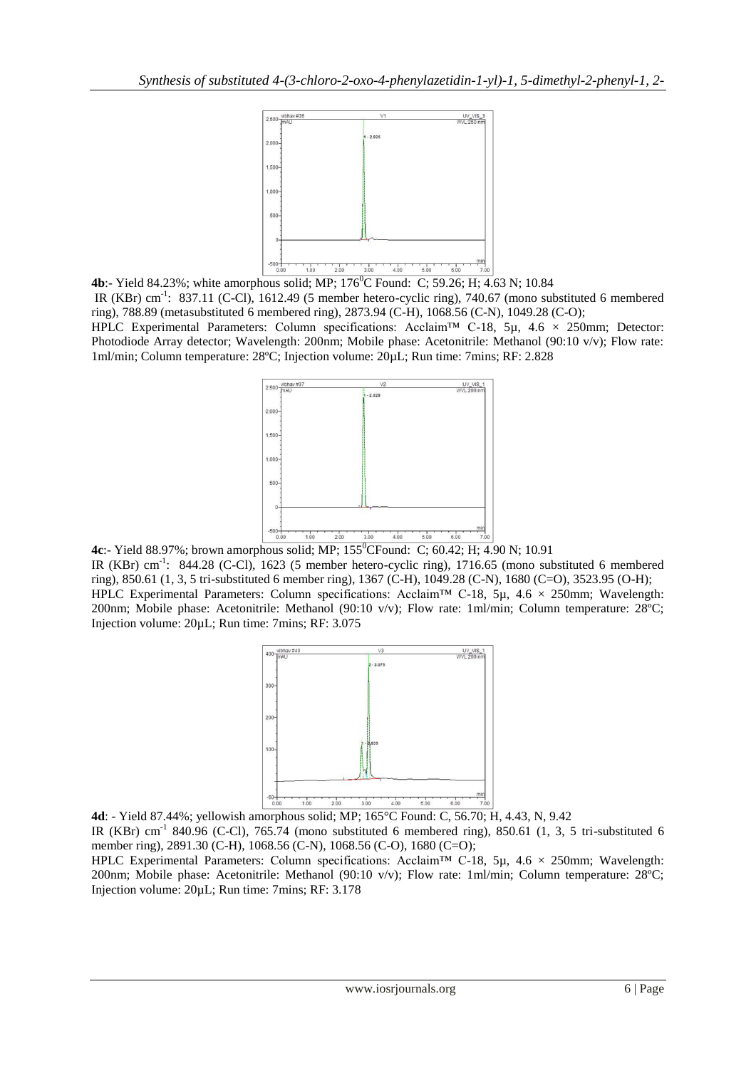**4b**:- Yield 84.23%; white amorphous solid; MP; 176$^0$C Found: C; 59.26; H; 4.63 N; 10.84

IR (KBr) cm$^{-1}$: 837.11 (C-Cl), 1612.49 (5 member hetero-cyclic ring), 740.67 (mono substituted 6 membered ring), 788.89 (metasubstituted 6 membered ring), 2873.94 (C-H), 1068.56 (C-N), 1049.28 (C-O);

HPLC Experimental Parameters: Column specifications: Acclaim™ C-18, 5µ, 4.6 × 250mm; Detector: Photodiode Array detector; Wavelength: 200nm; Mobile phase: Acetonitrile: Methanol (90:10 v/v); Flow rate: 1ml/min; Column temperature: 28ºC; Injection volume: 20µL; Run time: 7mins; RF: 2.828

**4c**:- Yield 88.97%; brown amorphous solid; MP; 155$^0$CFound: C; 60.42; H; 4.90 N; 10.91

IR (KBr) cm$^{-1}$: 844.28 (C-Cl), 1623 (5 member hetero-cyclic ring), 1716.65 (mono substituted 6 membered ring), 850.61 (1, 3, 5 tri-substituted 6 member ring), 1367 (C-H), 1049.28 (C-N), 1680 (C=O), 3523.95 (O-H);

HPLC Experimental Parameters: Column specifications: Acclaim™ C-18, 5µ, 4.6 × 250mm; Wavelength: 200nm; Mobile phase: Acetonitrile: Methanol (90:10 v/v); Flow rate: 1ml/min; Column temperature: 28ºC; Injection volume: 20µL; Run time: 7mins; RF: 3.075

**4d**: - Yield 87.44%; yellowish amorphous solid; MP; 165°C Found: C, 56.70; H, 4.43, N, 9.42

IR (KBr) cm$^{-1}$ 840.96 (C-Cl), 765.74 (mono substituted 6 membered ring), 850.61 (1, 3, 5 tri-substituted 6 member ring), 2891.30 (C-H), 1068.56 (C-N), 1068.56 (C-O), 1680 (C=O);

HPLC Experimental Parameters: Column specifications: Acclaim™ C-18, 5µ, 4.6 × 250mm; Wavelength: 200nm; Mobile phase: Acetonitrile: Methanol (90:10 v/v); Flow rate: 1ml/min; Column temperature: 28ºC; Injection volume: 20µL; Run time: 7mins; RF: 3.178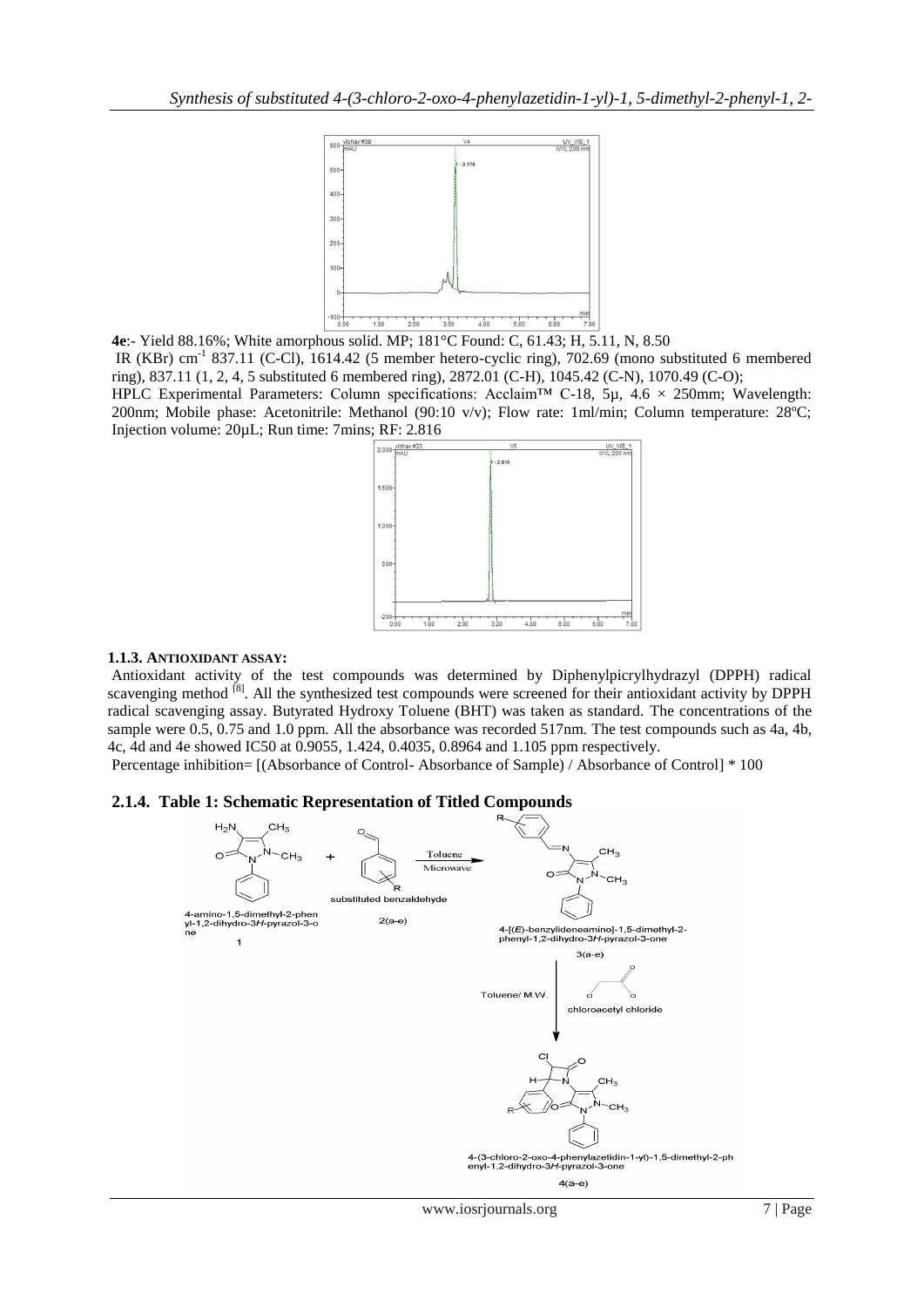**4e**:- Yield 88.16%; White amorphous solid. MP; 181°C Found: C, 61.43; H, 5.11, N, 8.50

IR (KBr) $cm^{-1}$ 837.11 (C-Cl), 1614.42 (5 member hetero-cyclic ring), 702.69 (mono substituted 6 membered ring), 837.11 (1, 2, 4, 5 substituted 6 membered ring), 2872.01 (C-H), 1045.42 (C-N), 1070.49 (C-O);

HPLC Experimental Parameters: Column specifications: Acclaim™ C-18, 5µ, 4.6 × 250mm; Wavelength: 200nm; Mobile phase: Acetonitrile: Methanol (90:10 v/v); Flow rate: 1ml/min; Column temperature: 28ºC; Injection volume: 20µL; Run time: 7mins; RF: 2.816

### 1.1.3. ANTIOXIDANT ASSAY:

Antioxidant activity of the test compounds was determined by Diphenylpicrylhydrazyl (DPPH) radical scavenging method [8]. All the synthesized test compounds were screened for their antioxidant activity by DPPH radical scavenging assay. Butyrated Hydroxy Toluene (BHT) was taken as standard. The concentrations of the sample were 0.5, 0.75 and 1.0 ppm. All the absorbance was recorded 517nm. The test compounds such as 4a, 4b, 4c, 4d and 4e showed IC50 at 0.9055, 1.424, 0.4035, 0.8964 and 1.105 ppm respectively.

Percentage inhibition= [(Absorbance of Control- Absorbance of Sample) / Absorbance of Control] * 100

### 2.1.4. Table 1: Schematic Representation of Titled Compounds

4-amino-1,5-dimethyl-2-phenyl-1,2-dihydro-3*H*-pyrazol-3-one 1 + substituted benzaldehyde 2(a-e) → (Toluene, Microwave) → 4-[(*E*)-benzylideneamino]-1,5-dimethyl-2-phenyl-1,2-dihydro-3*H*-pyrazol-3-one 3(a-e) → (chloroacetyl chloride, Toluene/ M.W.) → 4-(3-chloro-2-oxo-4-phenylazetidin-1-yl)-1,5-dimethyl-2-phenyl-1,2-dihydro-3*H*-pyrazol-3-one 4(a-e)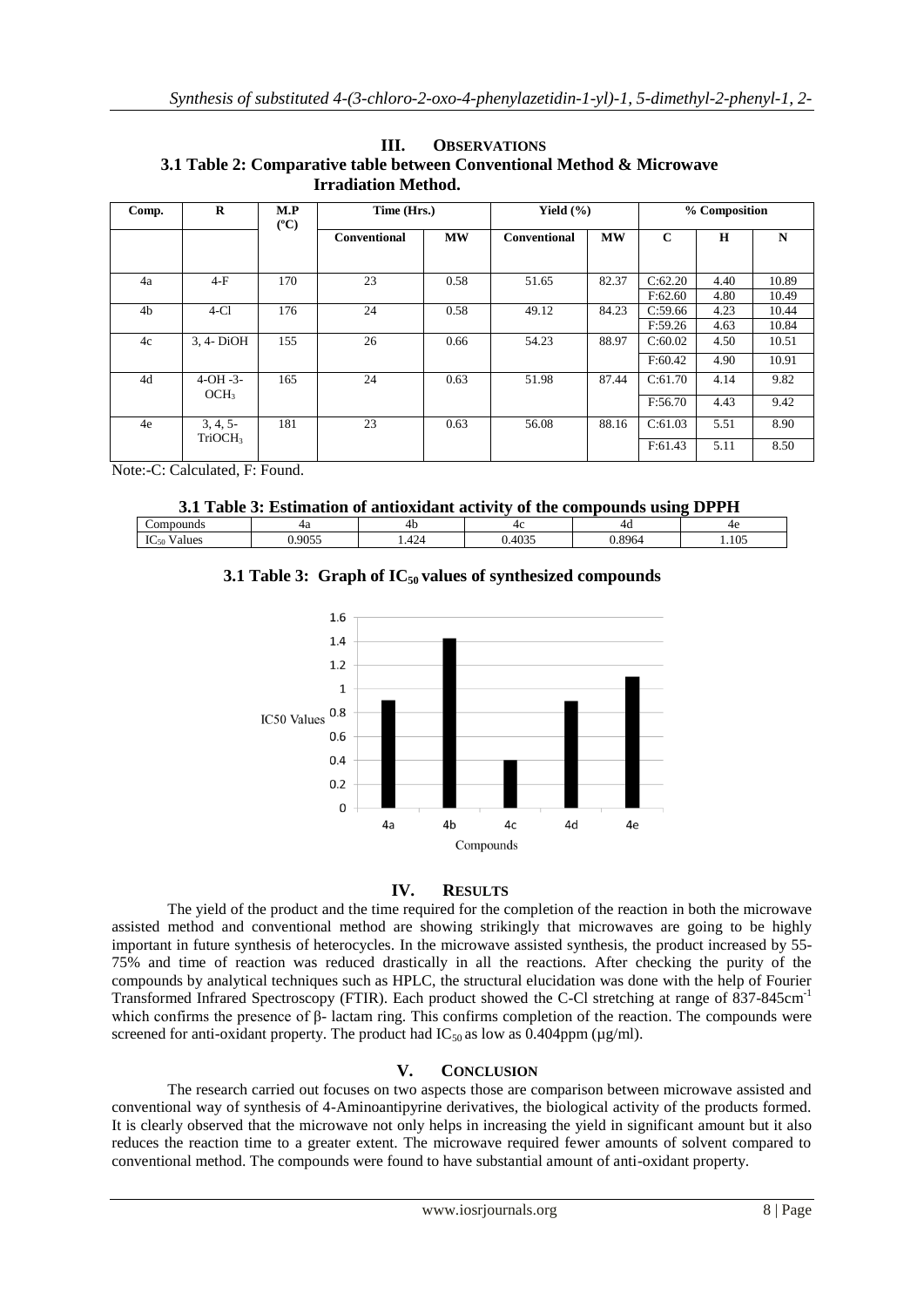## III. OBSERVATIONS

**3.1 Table 2: Comparative table between Conventional Method & Microwave Irradiation Method.**

| Comp. | R | M.P (°C) | Time (Hrs.) | | Yield (%) | | % Composition | | |
|---|---|---|---|---|---|---|---|---|---|
| | | | Conventional | MW | Conventional | MW | C | H | N |
| 4a | 4-F | 170 | 23 | 0.58 | 51.65 | 82.37 | C:62.20 | 4.40 | 10.89 |
| | | | | | | | F:62.60 | 4.80 | 10.49 |
| 4b | 4-Cl | 176 | 24 | 0.58 | 49.12 | 84.23 | C:59.66 | 4.23 | 10.44 |
| | | | | | | | F:59.26 | 4.63 | 10.84 |
| 4c | 3, 4- DiOH | 155 | 26 | 0.66 | 54.23 | 88.97 | C:60.02 | 4.50 | 10.51 |
| | | | | | | | F:60.42 | 4.90 | 10.91 |
| 4d | 4-OH -3-$OCH_3$ | 165 | 24 | 0.63 | 51.98 | 87.44 | C:61.70 | 4.14 | 9.82 |
| | | | | | | | F:56.70 | 4.43 | 9.42 |
| 4e | 3, 4, 5-Tri$OCH_3$ | 181 | 23 | 0.63 | 56.08 | 88.16 | C:61.03 | 5.51 | 8.90 |
| | | | | | | | F:61.43 | 5.11 | 8.50 |

Note:-C: Calculated, F: Found.

**3.1 Table 3: Estimation of antioxidant activity of the compounds using DPPH**

| Compounds | 4a | 4b | 4c | 4d | 4e |
|---|---|---|---|---|---|
| $IC_{50}$ Values | 0.9055 | 1.424 | 0.4035 | 0.8964 | 1.105 |

**3.1 Table 3: Graph of $IC_{50}$ values of synthesized compounds**

## IV. RESULTS

The yield of the product and the time required for the completion of the reaction in both the microwave assisted method and conventional method are showing strikingly that microwaves are going to be highly important in future synthesis of heterocycles. In the microwave assisted synthesis, the product increased by 55-75% and time of reaction was reduced drastically in all the reactions. After checking the purity of the compounds by analytical techniques such as HPLC, the structural elucidation was done with the help of Fourier Transformed Infrared Spectroscopy (FTIR). Each product showed the C-Cl stretching at range of 837-845$cm^{-1}$ which confirms the presence of β- lactam ring. This confirms completion of the reaction. The compounds were screened for anti-oxidant property. The product had $IC_{50}$ as low as 0.404ppm (μg/ml).

## V. CONCLUSION

The research carried out focuses on two aspects those are comparison between microwave assisted and conventional way of synthesis of 4-Aminoantipyrine derivatives, the biological activity of the products formed. It is clearly observed that the microwave not only helps in increasing the yield in significant amount but it also reduces the reaction time to a greater extent. The microwave required fewer amounts of solvent compared to conventional method. The compounds were found to have substantial amount of anti-oxidant property.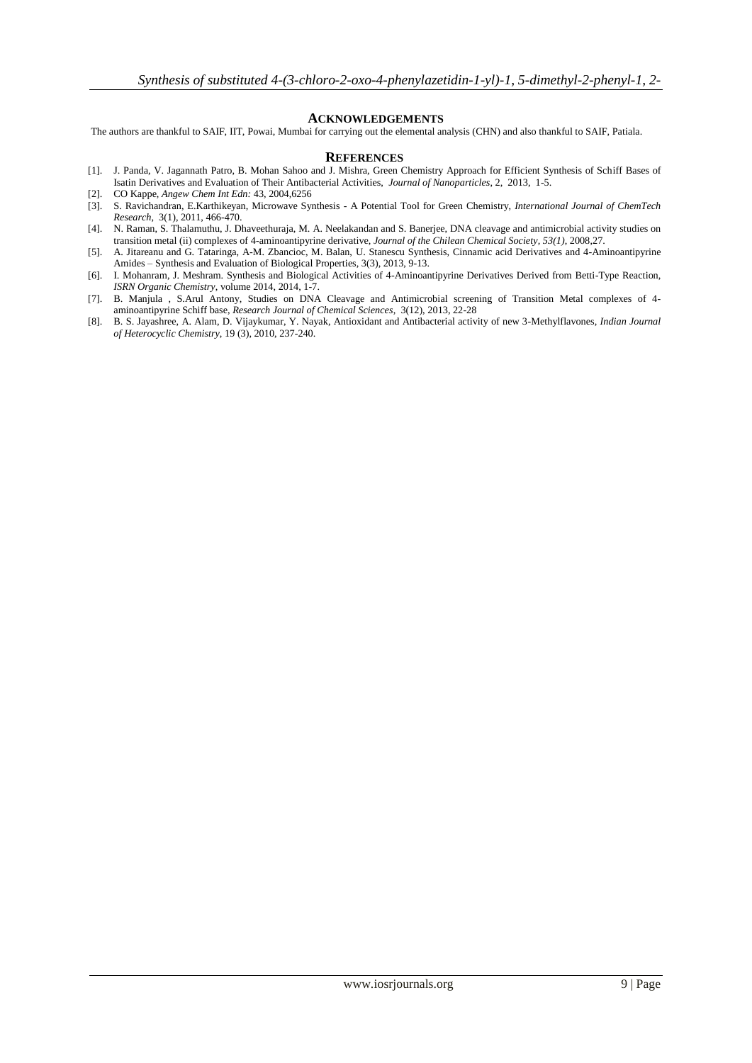## ACKNOWLEDGEMENTS

The authors are thankful to SAIF, IIT, Powai, Mumbai for carrying out the elemental analysis (CHN) and also thankful to SAIF, Patiala.

## REFERENCES

[1]. J. Panda, V. Jagannath Patro, B. Mohan Sahoo and J. Mishra, Green Chemistry Approach for Efficient Synthesis of Schiff Bases of Isatin Derivatives and Evaluation of Their Antibacterial Activities, *Journal of Nanoparticles*, 2, 2013, 1-5.

[2]. CO Kappe, *Angew Chem Int Edn:* 43, 2004,6256

[3]. S. Ravichandran, E.Karthikeyan, Microwave Synthesis - A Potential Tool for Green Chemistry, *International Journal of ChemTech Research*, 3(1), 2011, 466-470.

[4]. N. Raman, S. Thalamuthu, J. Dhaveethuraja, M. A. Neelakandan and S. Banerjee, DNA cleavage and antimicrobial activity studies on transition metal (ii) complexes of 4-aminoantipyrine derivative, *Journal of the Chilean Chemical Society, 53(1)*, 2008,27.

[5]. A. Jitareanu and G. Tataringa, A-M. Zbancioc, M. Balan, U. Stanescu Synthesis, Cinnamic acid Derivatives and 4-Aminoantipyrine Amides – Synthesis and Evaluation of Biological Properties, 3(3), 2013, 9-13.

[6]. I. Mohanram, J. Meshram. Synthesis and Biological Activities of 4-Aminoantipyrine Derivatives Derived from Betti-Type Reaction, *ISRN Organic Chemistry*, volume 2014, 2014, 1-7.

[7]. B. Manjula , S.Arul Antony, Studies on DNA Cleavage and Antimicrobial screening of Transition Metal complexes of 4-aminoantipyrine Schiff base, *Research Journal of Chemical Sciences*, 3(12), 2013, 22-28

[8]. B. S. Jayashree, A. Alam, D. Vijaykumar, Y. Nayak, Antioxidant and Antibacterial activity of new 3-Methylflavones, *Indian Journal of Heterocyclic Chemistry*, 19 (3), 2010, 237-240.